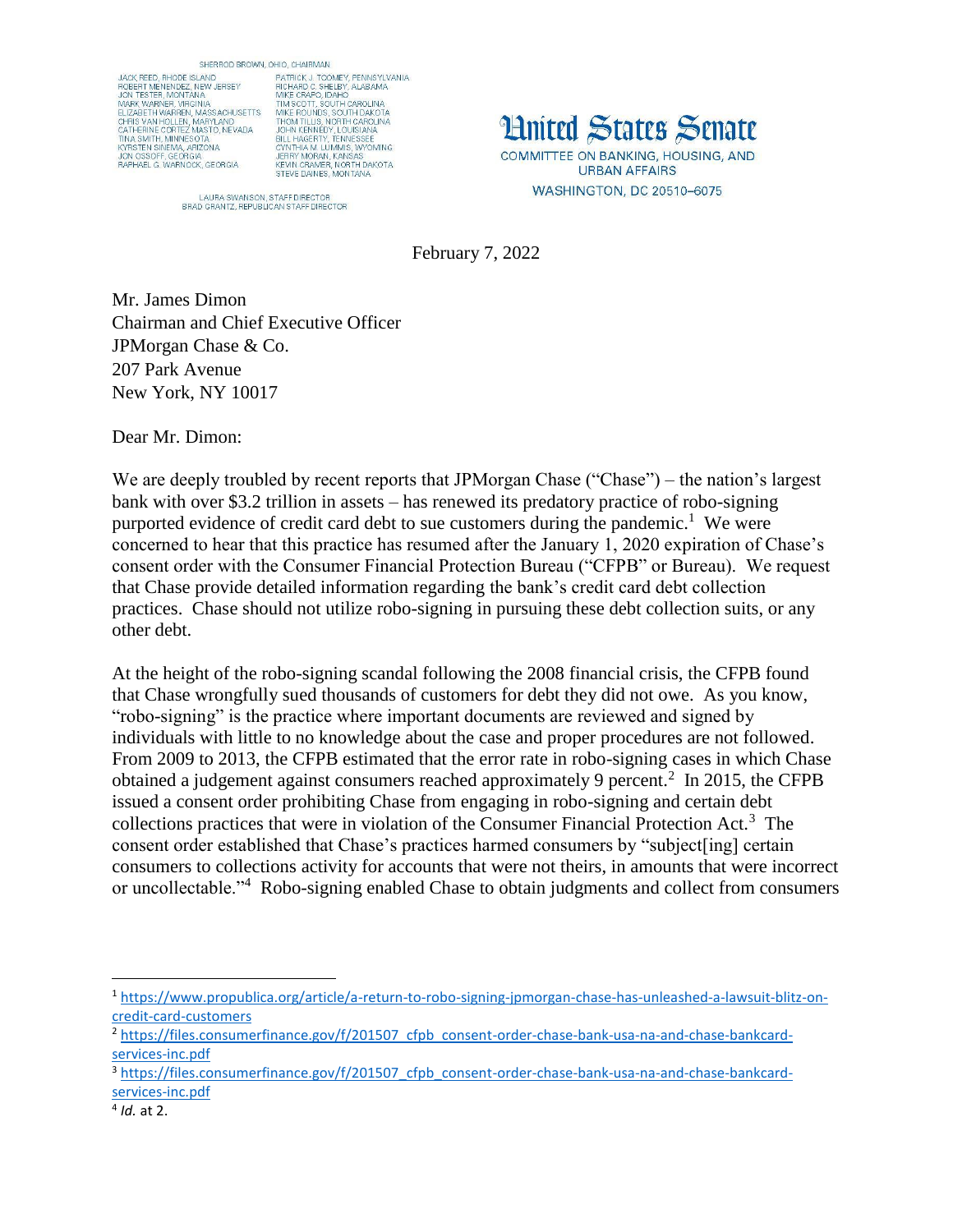SHERROD BROWN, OHIO, CHAIRMAN

JACK REED, RHODE ISLAND
ROBERT MENENDEZ, NEW JERSEY
JON TESTER, MONTANA
MARK WARNER, VIRGINIA
ELIZABETH WARREN, MASSACHUSETTS
CHRIS VAN HOLLEN, MARYLAND
CATHERINE CORTEZ MASTO, NEVADA
TINA SMITH, MINNESOTA
KYRSTEN SINEMA, ARIZONA
JON OSSOFF, GEORGIA
RAPHAEL G. WARNOCK, GEORGIA

PATRICK J. TOOMEY, PENNSYLVANIA
RICHARD C. SHELBY, ALABAMA
MIKE CRAPO, IDAHO
TIM SCOTT, SOUTH CAROLINA
MIKE ROUNDS, SOUTH DAKOTA
THOM TILLIS, NORTH CAROLINA
JOHN KENNEDY, LOUISIANA
BILL HAGERTY, TENNESSEE
CYNTHIA M. LUMMIS, WYOMING
JERRY MORAN, KANSAS
KEVIN CRAMER, NORTH DAKOTA
STEVE DAINES, MONTANA

LAURA SWANSON, STAFF DIRECTOR
BRAD GRANTZ, REPUBLICAN STAFF DIRECTOR

# United States Senate

COMMITTEE ON BANKING, HOUSING, AND URBAN AFFAIRS
WASHINGTON, DC 20510–6075

February 7, 2022

Mr. James Dimon
Chairman and Chief Executive Officer
JPMorgan Chase & Co.
207 Park Avenue
New York, NY 10017

Dear Mr. Dimon:

We are deeply troubled by recent reports that JPMorgan Chase ("Chase") – the nation's largest bank with over $3.2 trillion in assets – has renewed its predatory practice of robo-signing purported evidence of credit card debt to sue customers during the pandemic.[1] We were concerned to hear that this practice has resumed after the January 1, 2020 expiration of Chase's consent order with the Consumer Financial Protection Bureau ("CFPB" or Bureau). We request that Chase provide detailed information regarding the bank's credit card debt collection practices. Chase should not utilize robo-signing in pursuing these debt collection suits, or any other debt.

At the height of the robo-signing scandal following the 2008 financial crisis, the CFPB found that Chase wrongfully sued thousands of customers for debt they did not owe. As you know, "robo-signing" is the practice where important documents are reviewed and signed by individuals with little to no knowledge about the case and proper procedures are not followed. From 2009 to 2013, the CFPB estimated that the error rate in robo-signing cases in which Chase obtained a judgement against consumers reached approximately 9 percent.[2] In 2015, the CFPB issued a consent order prohibiting Chase from engaging in robo-signing and certain debt collections practices that were in violation of the Consumer Financial Protection Act.[3] The consent order established that Chase's practices harmed consumers by "subject[ing] certain consumers to collections activity for accounts that were not theirs, in amounts that were incorrect or uncollectable."[4] Robo-signing enabled Chase to obtain judgments and collect from consumers

---

[1] https://www.propublica.org/article/a-return-to-robo-signing-jpmorgan-chase-has-unleashed-a-lawsuit-blitz-on-credit-card-customers

[2] https://files.consumerfinance.gov/f/201507_cfpb_consent-order-chase-bank-usa-na-and-chase-bankcard-services-inc.pdf

[3] https://files.consumerfinance.gov/f/201507_cfpb_consent-order-chase-bank-usa-na-and-chase-bankcard-services-inc.pdf

[4] *Id.* at 2.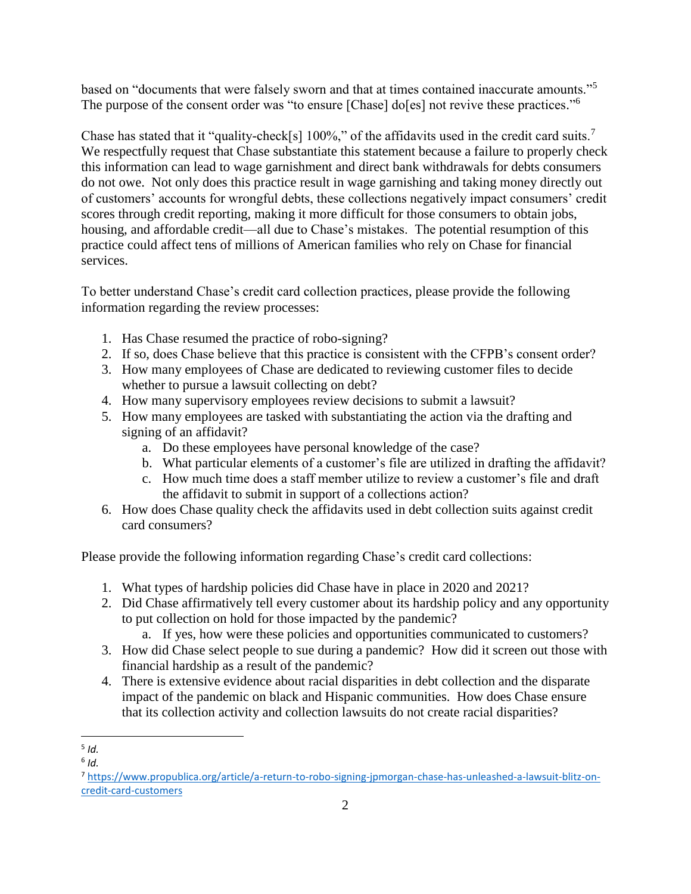based on “documents that were falsely sworn and that at times contained inaccurate amounts.”[5] The purpose of the consent order was “to ensure [Chase] do[es] not revive these practices.”[6]

Chase has stated that it “quality-check[s] 100%,” of the affidavits used in the credit card suits.[7] We respectfully request that Chase substantiate this statement because a failure to properly check this information can lead to wage garnishment and direct bank withdrawals for debts consumers do not owe. Not only does this practice result in wage garnishing and taking money directly out of customers' accounts for wrongful debts, these collections negatively impact consumers' credit scores through credit reporting, making it more difficult for those consumers to obtain jobs, housing, and affordable credit—all due to Chase's mistakes. The potential resumption of this practice could affect tens of millions of American families who rely on Chase for financial services.

To better understand Chase's credit card collection practices, please provide the following information regarding the review processes:

1. Has Chase resumed the practice of robo-signing?
2. If so, does Chase believe that this practice is consistent with the CFPB's consent order?
3. How many employees of Chase are dedicated to reviewing customer files to decide whether to pursue a lawsuit collecting on debt?
4. How many supervisory employees review decisions to submit a lawsuit?
5. How many employees are tasked with substantiating the action via the drafting and signing of an affidavit?
   a. Do these employees have personal knowledge of the case?
   b. What particular elements of a customer's file are utilized in drafting the affidavit?
   c. How much time does a staff member utilize to review a customer's file and draft the affidavit to submit in support of a collections action?
6. How does Chase quality check the affidavits used in debt collection suits against credit card consumers?

Please provide the following information regarding Chase's credit card collections:

1. What types of hardship policies did Chase have in place in 2020 and 2021?
2. Did Chase affirmatively tell every customer about its hardship policy and any opportunity to put collection on hold for those impacted by the pandemic?
   a. If yes, how were these policies and opportunities communicated to customers?
3. How did Chase select people to sue during a pandemic? How did it screen out those with financial hardship as a result of the pandemic?
4. There is extensive evidence about racial disparities in debt collection and the disparate impact of the pandemic on black and Hispanic communities. How does Chase ensure that its collection activity and collection lawsuits do not create racial disparities?

---

[5] *Id.*

[6] *Id.*

[7] https://www.propublica.org/article/a-return-to-robo-signing-jpmorgan-chase-has-unleashed-a-lawsuit-blitz-on-credit-card-customers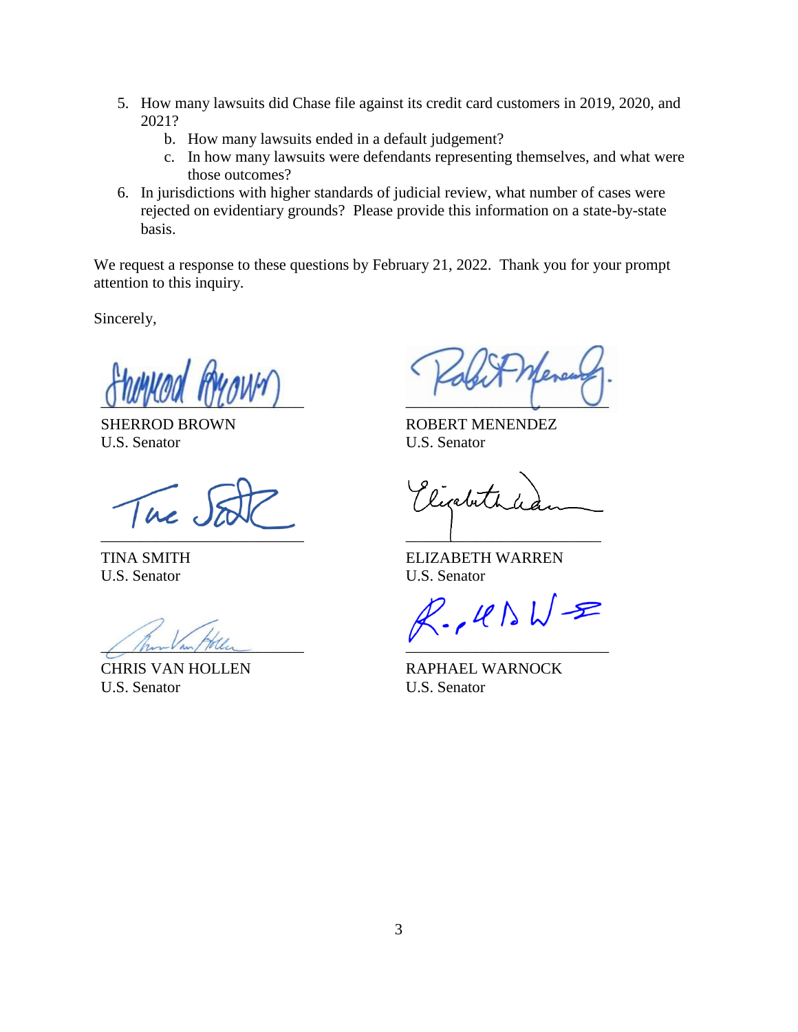5. How many lawsuits did Chase file against its credit card customers in 2019, 2020, and 2021?
    b. How many lawsuits ended in a default judgement?
    c. In how many lawsuits were defendants representing themselves, and what were those outcomes?
6. In jurisdictions with higher standards of judicial review, what number of cases were rejected on evidentiary grounds? Please provide this information on a state-by-state basis.

We request a response to these questions by February 21, 2022. Thank you for your prompt attention to this inquiry.

Sincerely,

SHERROD BROWN
U.S. Senator

ROBERT MENENDEZ
U.S. Senator

TINA SMITH
U.S. Senator

ELIZABETH WARREN
U.S. Senator

CHRIS VAN HOLLEN
U.S. Senator

RAPHAEL WARNOCK
U.S. Senator